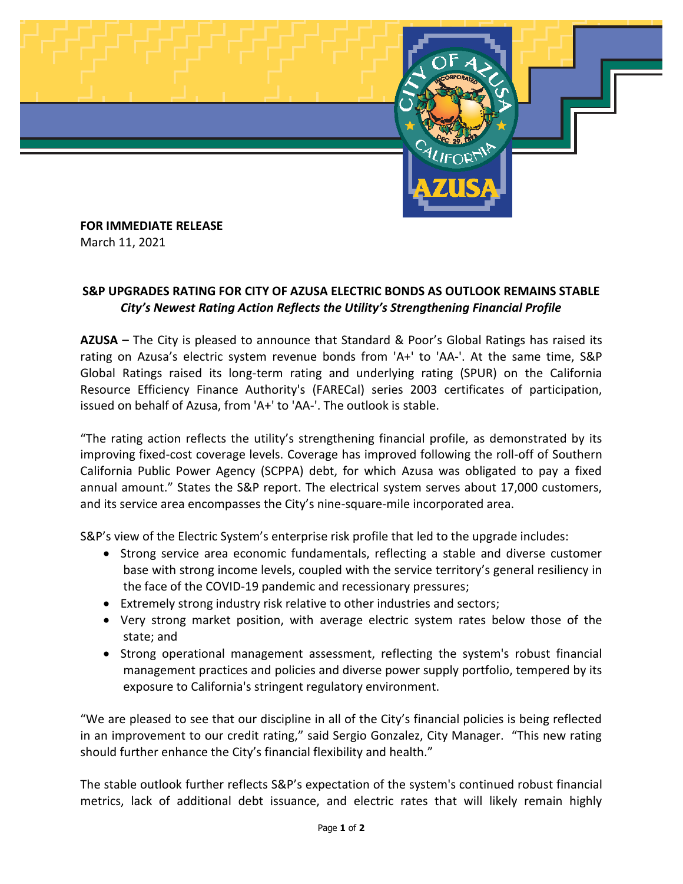**FOR IMMEDIATE RELEASE**
March 11, 2021

## S&P UPGRADES RATING FOR CITY OF AZUSA ELECTRIC BONDS AS OUTLOOK REMAINS STABLE

***City's Newest Rating Action Reflects the Utility's Strengthening Financial Profile***

**AZUSA –** The City is pleased to announce that Standard & Poor's Global Ratings has raised its rating on Azusa's electric system revenue bonds from 'A+' to 'AA-'. At the same time, S&P Global Ratings raised its long-term rating and underlying rating (SPUR) on the California Resource Efficiency Finance Authority's (FARECal) series 2003 certificates of participation, issued on behalf of Azusa, from 'A+' to 'AA-'. The outlook is stable.

"The rating action reflects the utility's strengthening financial profile, as demonstrated by its improving fixed-cost coverage levels. Coverage has improved following the roll-off of Southern California Public Power Agency (SCPPA) debt, for which Azusa was obligated to pay a fixed annual amount." States the S&P report. The electrical system serves about 17,000 customers, and its service area encompasses the City's nine-square-mile incorporated area.

S&P's view of the Electric System's enterprise risk profile that led to the upgrade includes:

- Strong service area economic fundamentals, reflecting a stable and diverse customer base with strong income levels, coupled with the service territory's general resiliency in the face of the COVID-19 pandemic and recessionary pressures;
- Extremely strong industry risk relative to other industries and sectors;
- Very strong market position, with average electric system rates below those of the state; and
- Strong operational management assessment, reflecting the system's robust financial management practices and policies and diverse power supply portfolio, tempered by its exposure to California's stringent regulatory environment.

"We are pleased to see that our discipline in all of the City's financial policies is being reflected in an improvement to our credit rating," said Sergio Gonzalez, City Manager. "This new rating should further enhance the City's financial flexibility and health."

The stable outlook further reflects S&P's expectation of the system's continued robust financial metrics, lack of additional debt issuance, and electric rates that will likely remain highly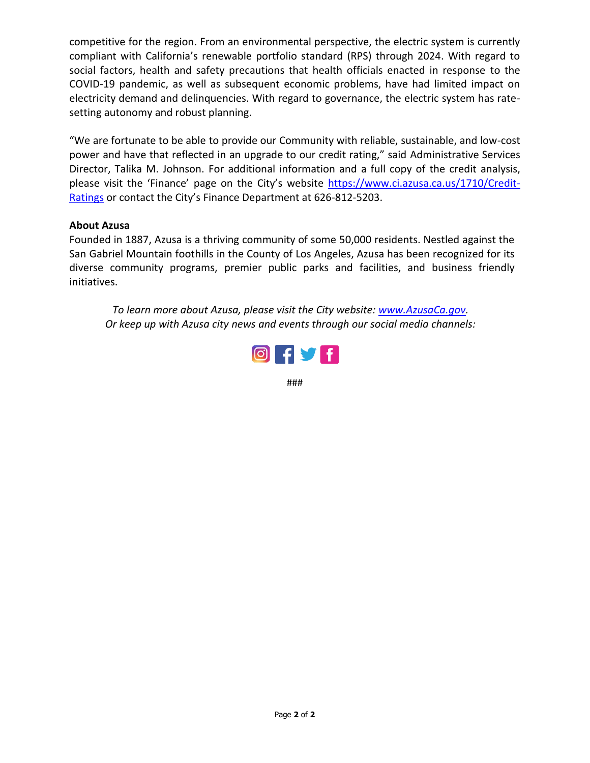competitive for the region. From an environmental perspective, the electric system is currently compliant with California's renewable portfolio standard (RPS) through 2024. With regard to social factors, health and safety precautions that health officials enacted in response to the COVID-19 pandemic, as well as subsequent economic problems, have had limited impact on electricity demand and delinquencies. With regard to governance, the electric system has rate-setting autonomy and robust planning.

"We are fortunate to be able to provide our Community with reliable, sustainable, and low-cost power and have that reflected in an upgrade to our credit rating," said Administrative Services Director, Talika M. Johnson. For additional information and a full copy of the credit analysis, please visit the 'Finance' page on the City's website https://www.ci.azusa.ca.us/1710/Credit-Ratings or contact the City's Finance Department at 626-812-5203.

**About Azusa**
Founded in 1887, Azusa is a thriving community of some 50,000 residents. Nestled against the San Gabriel Mountain foothills in the County of Los Angeles, Azusa has been recognized for its diverse community programs, premier public parks and facilities, and business friendly initiatives.

*To learn more about Azusa, please visit the City website: www.AzusaCa.gov.*
*Or keep up with Azusa city news and events through our social media channels:*

###